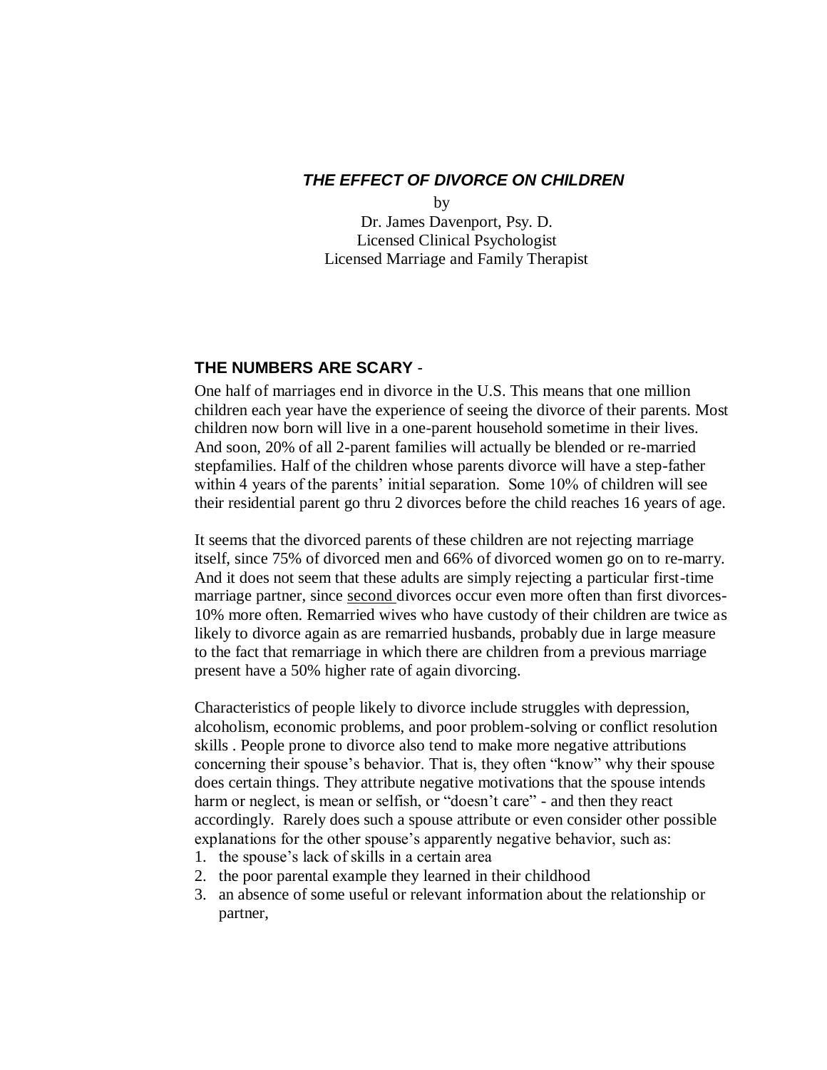# *THE EFFECT OF DIVORCE ON CHILDREN*

by
Dr. James Davenport, Psy. D.
Licensed Clinical Psychologist
Licensed Marriage and Family Therapist

## THE NUMBERS ARE SCARY -

One half of marriages end in divorce in the U.S. This means that one million children each year have the experience of seeing the divorce of their parents. Most children now born will live in a one-parent household sometime in their lives. And soon, 20% of all 2-parent families will actually be blended or re-married stepfamilies. Half of the children whose parents divorce will have a step-father within 4 years of the parents' initial separation. Some 10% of children will see their residential parent go thru 2 divorces before the child reaches 16 years of age.

It seems that the divorced parents of these children are not rejecting marriage itself, since 75% of divorced men and 66% of divorced women go on to re-marry. And it does not seem that these adults are simply rejecting a particular first-time marriage partner, since <u>second</u> divorces occur even more often than first divorces- 10% more often. Remarried wives who have custody of their children are twice as likely to divorce again as are remarried husbands, probably due in large measure to the fact that remarriage in which there are children from a previous marriage present have a 50% higher rate of again divorcing.

Characteristics of people likely to divorce include struggles with depression, alcoholism, economic problems, and poor problem-solving or conflict resolution skills . People prone to divorce also tend to make more negative attributions concerning their spouse's behavior. That is, they often "know" why their spouse does certain things. They attribute negative motivations that the spouse intends harm or neglect, is mean or selfish, or "doesn't care" - and then they react accordingly. Rarely does such a spouse attribute or even consider other possible explanations for the other spouse's apparently negative behavior, such as:

1. the spouse's lack of skills in a certain area
2. the poor parental example they learned in their childhood
3. an absence of some useful or relevant information about the relationship or partner,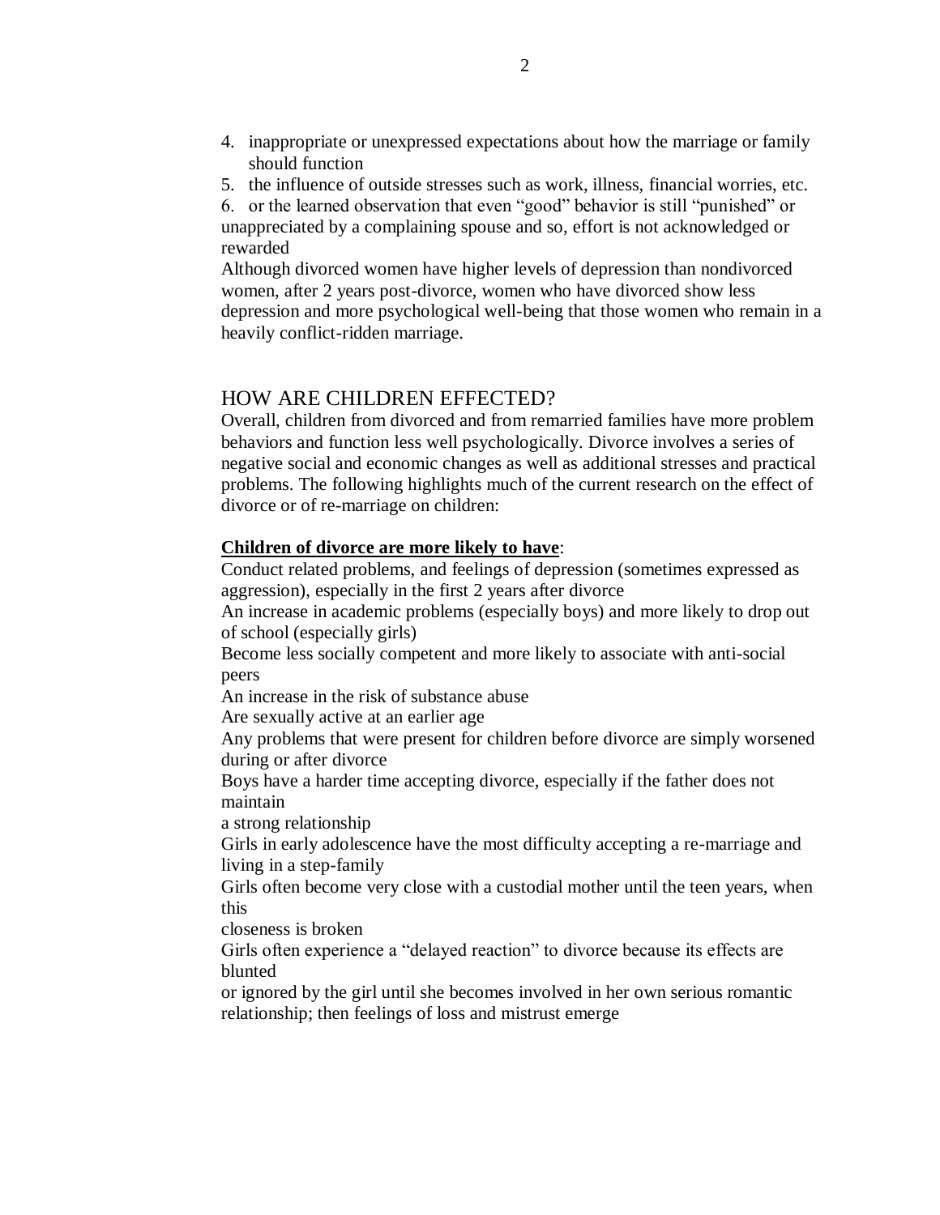4. inappropriate or unexpressed expectations about how the marriage or family should function
5. the influence of outside stresses such as work, illness, financial worries, etc.
6. or the learned observation that even "good" behavior is still "punished" or unappreciated by a complaining spouse and so, effort is not acknowledged or rewarded

Although divorced women have higher levels of depression than nondivorced women, after 2 years post-divorce, women who have divorced show less depression and more psychological well-being that those women who remain in a heavily conflict-ridden marriage.

## HOW ARE CHILDREN EFFECTED?

Overall, children from divorced and from remarried families have more problem behaviors and function less well psychologically. Divorce involves a series of negative social and economic changes as well as additional stresses and practical problems. The following highlights much of the current research on the effect of divorce or of re-marriage on children:

**Children of divorce are more likely to have**:

Conduct related problems, and feelings of depression (sometimes expressed as aggression), especially in the first 2 years after divorce

An increase in academic problems (especially boys) and more likely to drop out of school (especially girls)

Become less socially competent and more likely to associate with anti-social peers

An increase in the risk of substance abuse

Are sexually active at an earlier age

Any problems that were present for children before divorce are simply worsened during or after divorce

Boys have a harder time accepting divorce, especially if the father does not maintain a strong relationship

Girls in early adolescence have the most difficulty accepting a re-marriage and living in a step-family

Girls often become very close with a custodial mother until the teen years, when this closeness is broken

Girls often experience a "delayed reaction" to divorce because its effects are blunted or ignored by the girl until she becomes involved in her own serious romantic relationship; then feelings of loss and mistrust emerge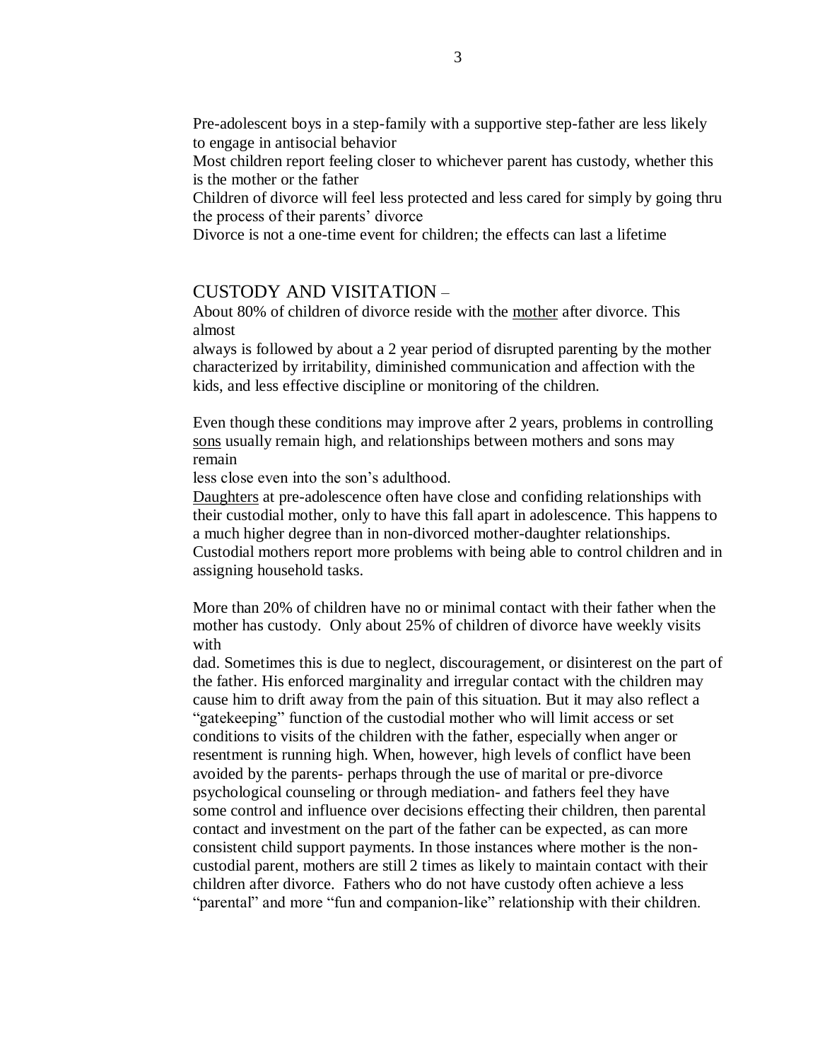Pre-adolescent boys in a step-family with a supportive step-father are less likely to engage in antisocial behavior

Most children report feeling closer to whichever parent has custody, whether this is the mother or the father

Children of divorce will feel less protected and less cared for simply by going thru the process of their parents' divorce

Divorce is not a one-time event for children; the effects can last a lifetime

## CUSTODY AND VISITATION –

About 80% of children of divorce reside with the <u>mother</u> after divorce. This almost always is followed by about a 2 year period of disrupted parenting by the mother characterized by irritability, diminished communication and affection with the kids, and less effective discipline or monitoring of the children.

Even though these conditions may improve after 2 years, problems in controlling <u>sons</u> usually remain high, and relationships between mothers and sons may remain less close even into the son's adulthood.

<u>Daughters</u> at pre-adolescence often have close and confiding relationships with their custodial mother, only to have this fall apart in adolescence. This happens to a much higher degree than in non-divorced mother-daughter relationships. Custodial mothers report more problems with being able to control children and in assigning household tasks.

More than 20% of children have no or minimal contact with their father when the mother has custody. Only about 25% of children of divorce have weekly visits with dad. Sometimes this is due to neglect, discouragement, or disinterest on the part of the father. His enforced marginality and irregular contact with the children may cause him to drift away from the pain of this situation. But it may also reflect a "gatekeeping" function of the custodial mother who will limit access or set conditions to visits of the children with the father, especially when anger or resentment is running high. When, however, high levels of conflict have been avoided by the parents- perhaps through the use of marital or pre-divorce psychological counseling or through mediation- and fathers feel they have some control and influence over decisions effecting their children, then parental contact and investment on the part of the father can be expected, as can more consistent child support payments. In those instances where mother is the non-custodial parent, mothers are still 2 times as likely to maintain contact with their children after divorce. Fathers who do not have custody often achieve a less "parental" and more "fun and companion-like" relationship with their children.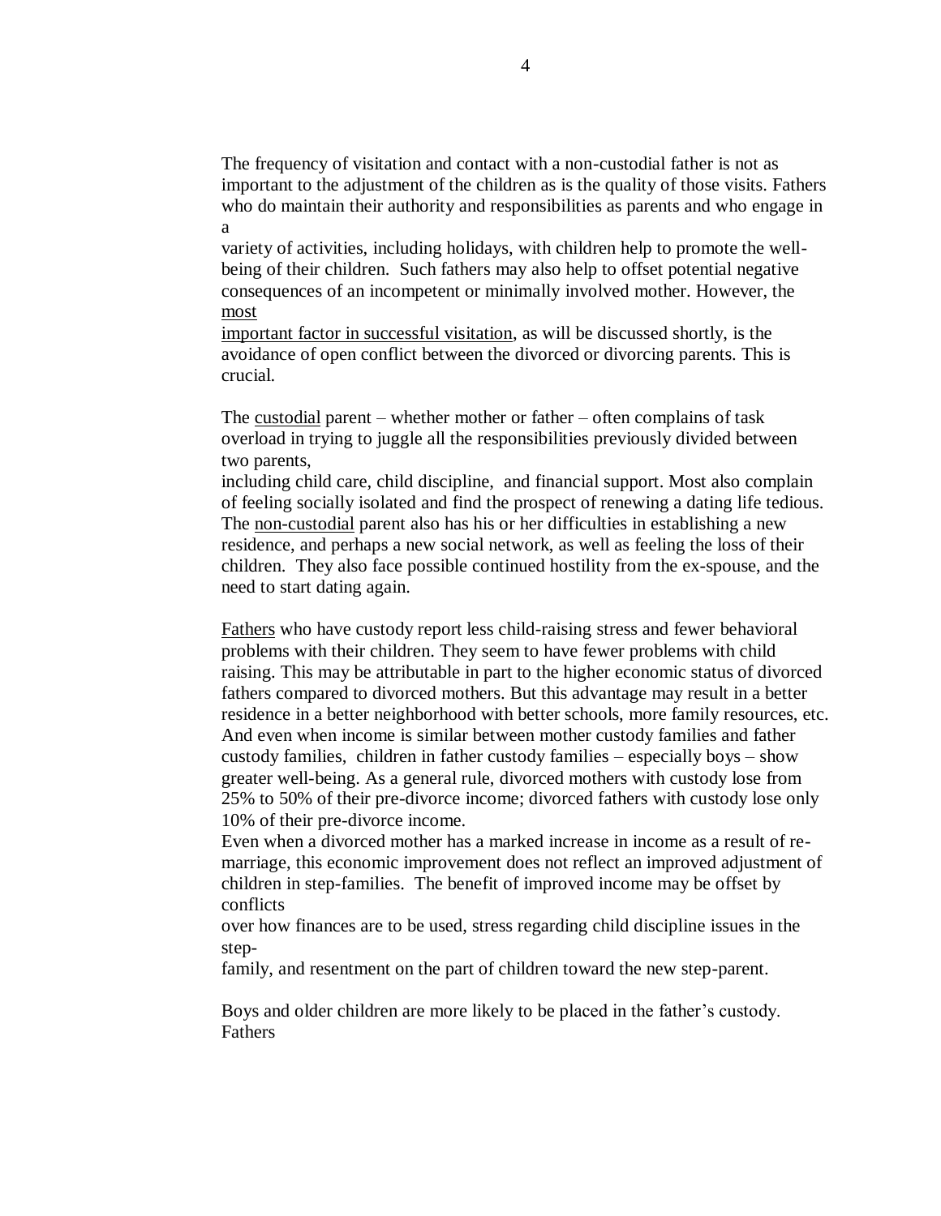The frequency of visitation and contact with a non-custodial father is not as important to the adjustment of the children as is the quality of those visits. Fathers who do maintain their authority and responsibilities as parents and who engage in a variety of activities, including holidays, with children help to promote the well-being of their children. Such fathers may also help to offset potential negative consequences of an incompetent or minimally involved mother. However, the most important factor in successful visitation, as will be discussed shortly, is the avoidance of open conflict between the divorced or divorcing parents. This is crucial.

The custodial parent – whether mother or father – often complains of task overload in trying to juggle all the responsibilities previously divided between two parents, including child care, child discipline, and financial support. Most also complain of feeling socially isolated and find the prospect of renewing a dating life tedious. The non-custodial parent also has his or her difficulties in establishing a new residence, and perhaps a new social network, as well as feeling the loss of their children. They also face possible continued hostility from the ex-spouse, and the need to start dating again.

Fathers who have custody report less child-raising stress and fewer behavioral problems with their children. They seem to have fewer problems with child raising. This may be attributable in part to the higher economic status of divorced fathers compared to divorced mothers. But this advantage may result in a better residence in a better neighborhood with better schools, more family resources, etc. And even when income is similar between mother custody families and father custody families, children in father custody families – especially boys – show greater well-being. As a general rule, divorced mothers with custody lose from 25% to 50% of their pre-divorce income; divorced fathers with custody lose only 10% of their pre-divorce income.
Even when a divorced mother has a marked increase in income as a result of re-marriage, this economic improvement does not reflect an improved adjustment of children in step-families. The benefit of improved income may be offset by conflicts over how finances are to be used, stress regarding child discipline issues in the step-family, and resentment on the part of children toward the new step-parent.

Boys and older children are more likely to be placed in the father's custody. Fathers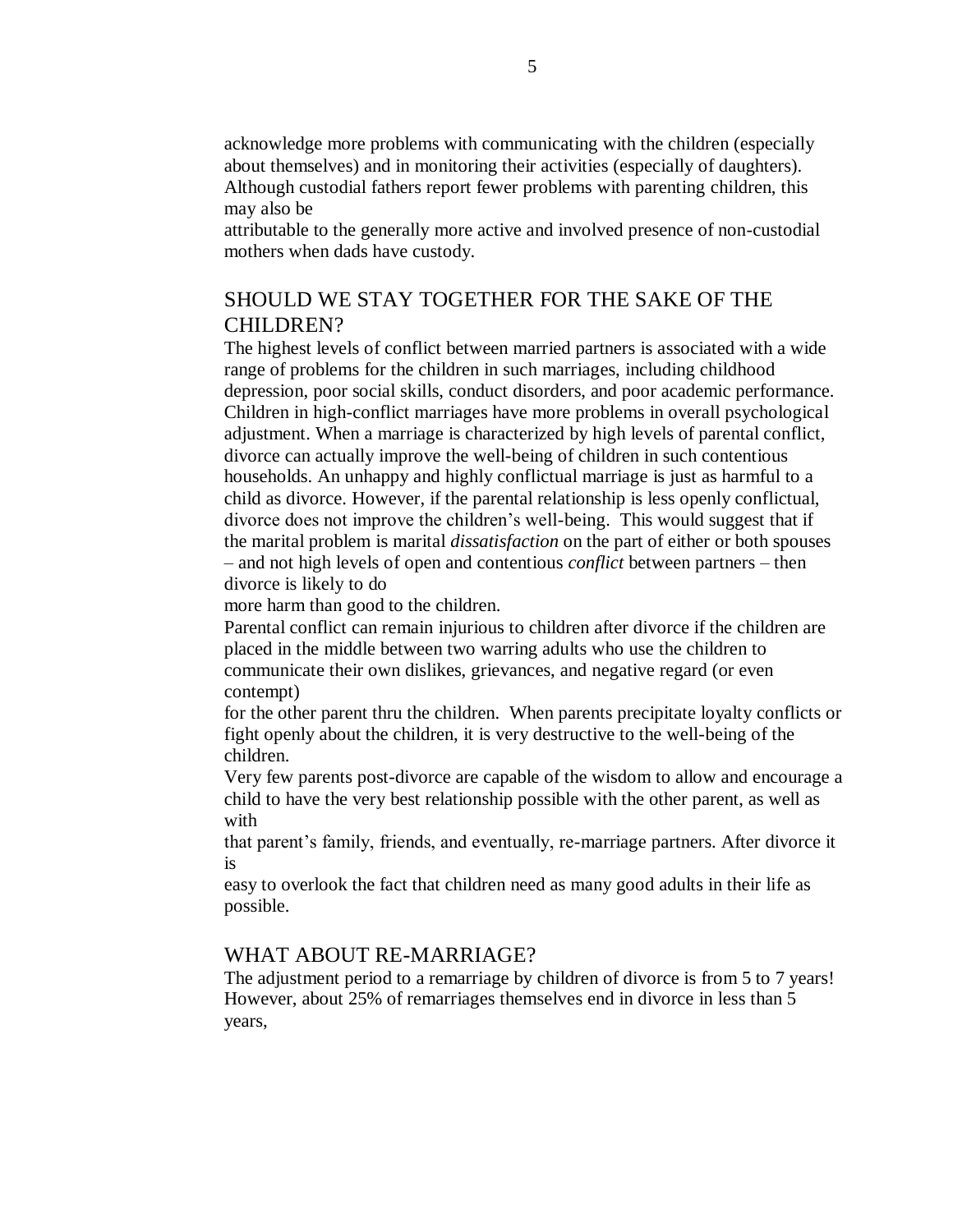acknowledge more problems with communicating with the children (especially about themselves) and in monitoring their activities (especially of daughters). Although custodial fathers report fewer problems with parenting children, this may also be attributable to the generally more active and involved presence of non-custodial mothers when dads have custody.

## SHOULD WE STAY TOGETHER FOR THE SAKE OF THE CHILDREN?

The highest levels of conflict between married partners is associated with a wide range of problems for the children in such marriages, including childhood depression, poor social skills, conduct disorders, and poor academic performance. Children in high-conflict marriages have more problems in overall psychological adjustment. When a marriage is characterized by high levels of parental conflict, divorce can actually improve the well-being of children in such contentious households. An unhappy and highly conflictual marriage is just as harmful to a child as divorce. However, if the parental relationship is less openly conflictual, divorce does not improve the children's well-being. This would suggest that if the marital problem is marital *dissatisfaction* on the part of either or both spouses – and not high levels of open and contentious *conflict* between partners – then divorce is likely to do more harm than good to the children.

Parental conflict can remain injurious to children after divorce if the children are placed in the middle between two warring adults who use the children to communicate their own dislikes, grievances, and negative regard (or even contempt) for the other parent thru the children. When parents precipitate loyalty conflicts or fight openly about the children, it is very destructive to the well-being of the children.

Very few parents post-divorce are capable of the wisdom to allow and encourage a child to have the very best relationship possible with the other parent, as well as with that parent's family, friends, and eventually, re-marriage partners. After divorce it is easy to overlook the fact that children need as many good adults in their life as possible.

## WHAT ABOUT RE-MARRIAGE?

The adjustment period to a remarriage by children of divorce is from 5 to 7 years! However, about 25% of remarriages themselves end in divorce in less than 5 years,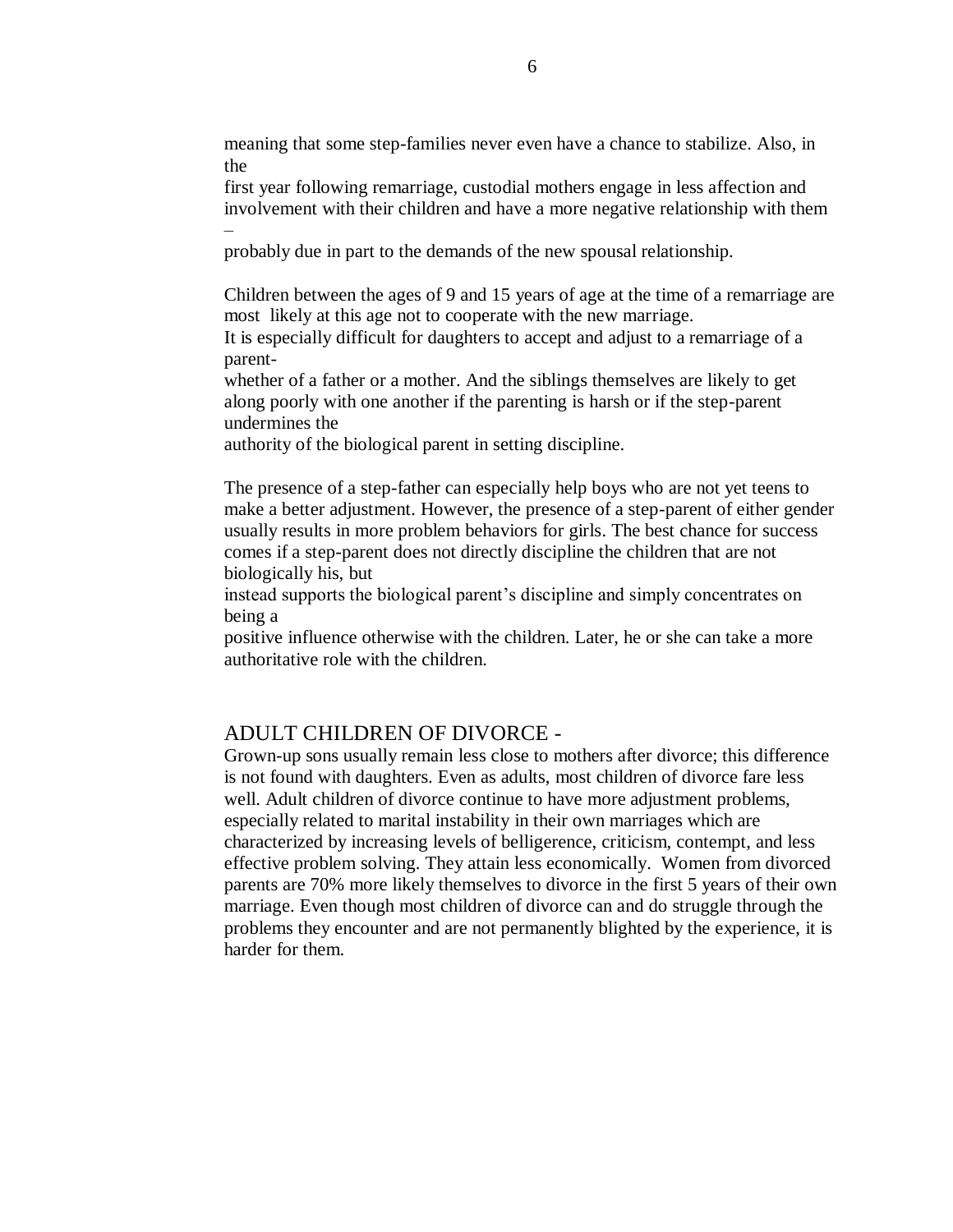meaning that some step-families never even have a chance to stabilize. Also, in the first year following remarriage, custodial mothers engage in less affection and involvement with their children and have a more negative relationship with them – probably due in part to the demands of the new spousal relationship.

Children between the ages of 9 and 15 years of age at the time of a remarriage are most likely at this age not to cooperate with the new marriage. It is especially difficult for daughters to accept and adjust to a remarriage of a parent- whether of a father or a mother. And the siblings themselves are likely to get along poorly with one another if the parenting is harsh or if the step-parent undermines the authority of the biological parent in setting discipline.

The presence of a step-father can especially help boys who are not yet teens to make a better adjustment. However, the presence of a step-parent of either gender usually results in more problem behaviors for girls. The best chance for success comes if a step-parent does not directly discipline the children that are not biologically his, but instead supports the biological parent's discipline and simply concentrates on being a positive influence otherwise with the children. Later, he or she can take a more authoritative role with the children.

## ADULT CHILDREN OF DIVORCE -

Grown-up sons usually remain less close to mothers after divorce; this difference is not found with daughters. Even as adults, most children of divorce fare less well. Adult children of divorce continue to have more adjustment problems, especially related to marital instability in their own marriages which are characterized by increasing levels of belligerence, criticism, contempt, and less effective problem solving. They attain less economically. Women from divorced parents are 70% more likely themselves to divorce in the first 5 years of their own marriage. Even though most children of divorce can and do struggle through the problems they encounter and are not permanently blighted by the experience, it is harder for them.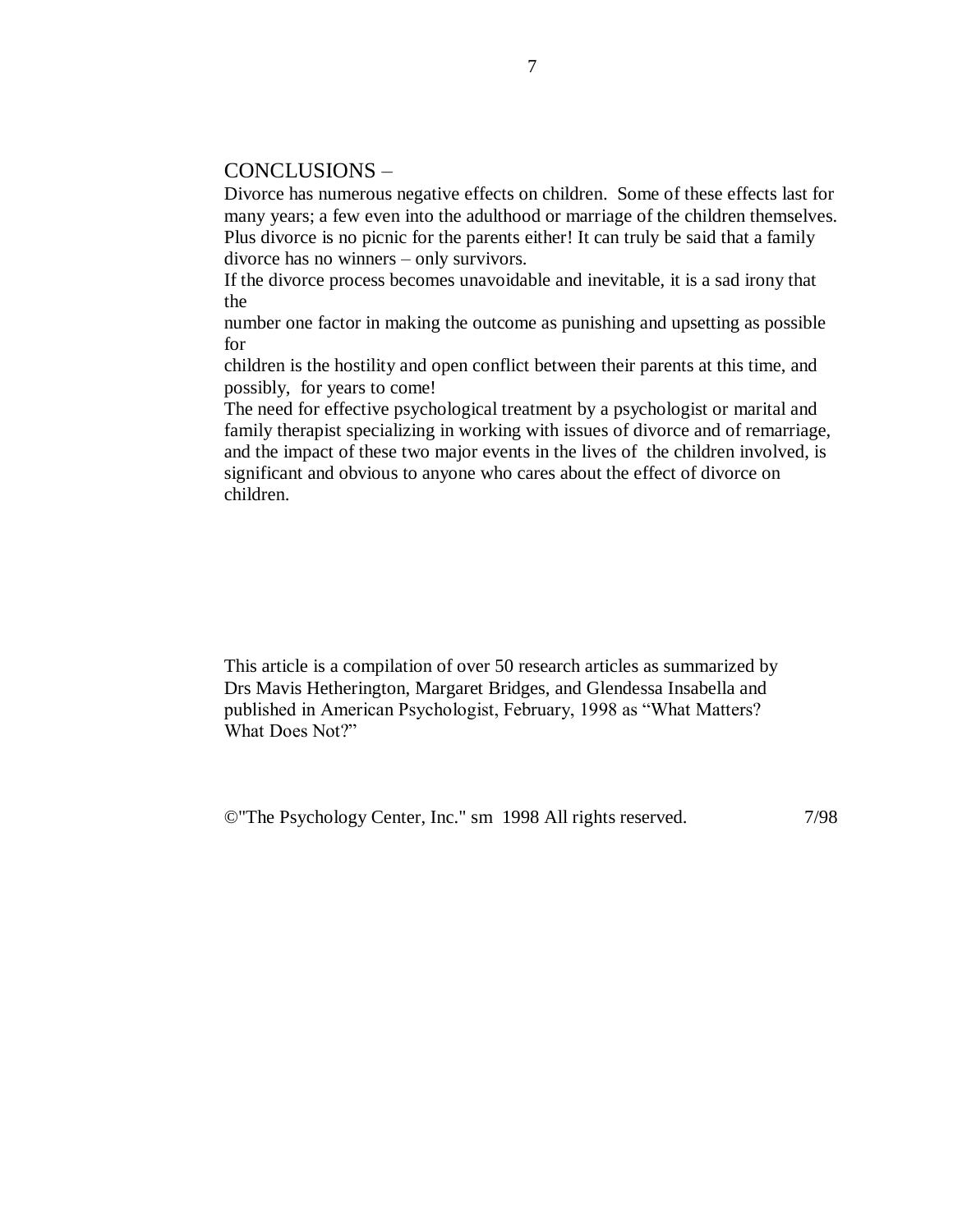## CONCLUSIONS –

Divorce has numerous negative effects on children. Some of these effects last for many years; a few even into the adulthood or marriage of the children themselves. Plus divorce is no picnic for the parents either! It can truly be said that a family divorce has no winners – only survivors.

If the divorce process becomes unavoidable and inevitable, it is a sad irony that the number one factor in making the outcome as punishing and upsetting as possible for children is the hostility and open conflict between their parents at this time, and possibly, for years to come!

The need for effective psychological treatment by a psychologist or marital and family therapist specializing in working with issues of divorce and of remarriage, and the impact of these two major events in the lives of the children involved, is significant and obvious to anyone who cares about the effect of divorce on children.

This article is a compilation of over 50 research articles as summarized by Drs Mavis Hetherington, Margaret Bridges, and Glendessa Insabella and published in American Psychologist, February, 1998 as "What Matters? What Does Not?"

©"The Psychology Center, Inc." sm 1998 All rights reserved. 7/98